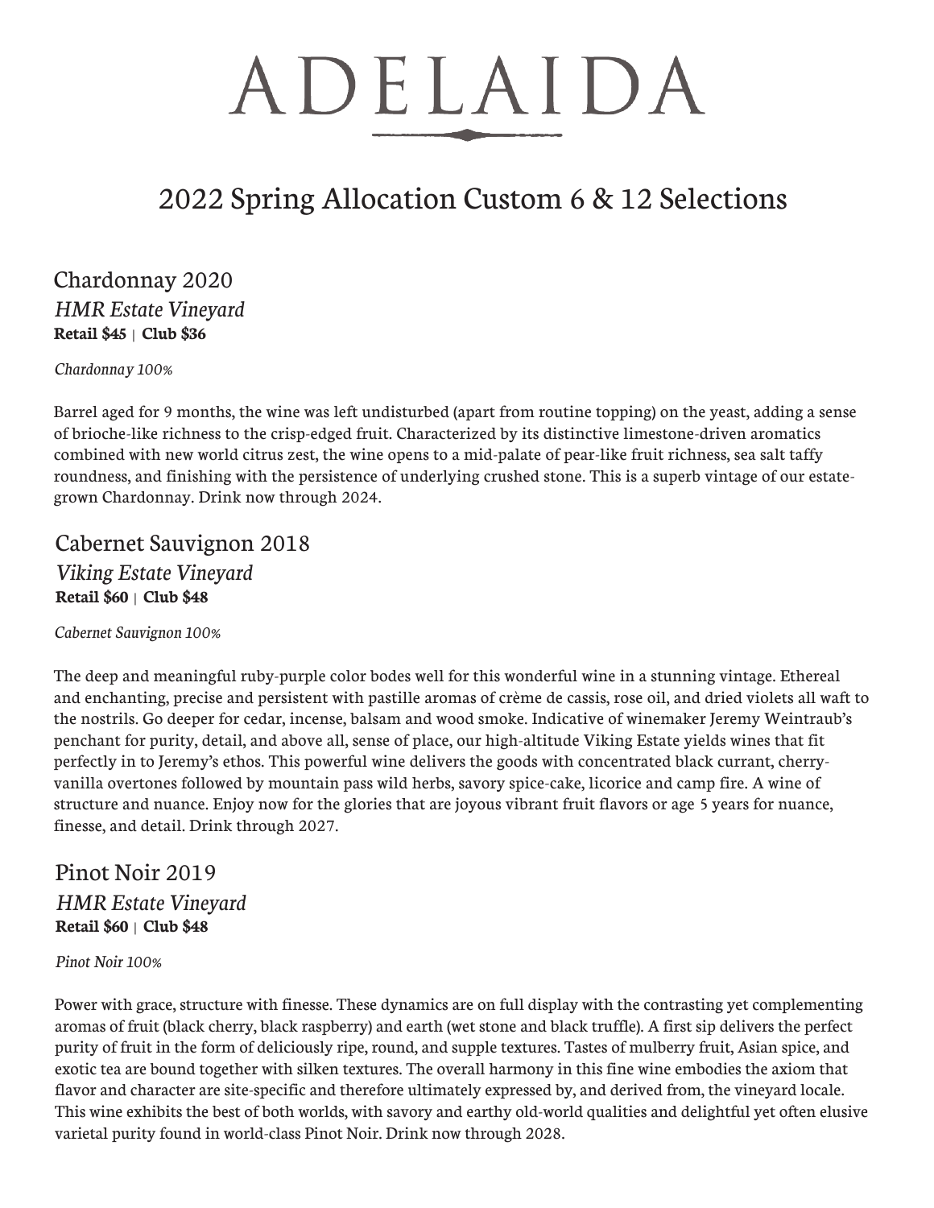# ADELAIDA

## 2022 Spring Allocation Custom 6 & 12 Selections

### Chardonnay 2020

*HMR Estate Vineyard*
**Retail $45 | Club $36**

*Chardonnay 100%*

Barrel aged for 9 months, the wine was left undisturbed (apart from routine topping) on the yeast, adding a sense of brioche-like richness to the crisp-edged fruit. Characterized by its distinctive limestone-driven aromatics combined with new world citrus zest, the wine opens to a mid-palate of pear-like fruit richness, sea salt taffy roundness, and finishing with the persistence of underlying crushed stone. This is a superb vintage of our estate-grown Chardonnay. Drink now through 2024.

### Cabernet Sauvignon 2018

*Viking Estate Vineyard*
**Retail $60 | Club $48**

*Cabernet Sauvignon 100%*

The deep and meaningful ruby-purple color bodes well for this wonderful wine in a stunning vintage. Ethereal and enchanting, precise and persistent with pastille aromas of crème de cassis, rose oil, and dried violets all waft to the nostrils. Go deeper for cedar, incense, balsam and wood smoke. Indicative of winemaker Jeremy Weintraub's penchant for purity, detail, and above all, sense of place, our high-altitude Viking Estate yields wines that fit perfectly in to Jeremy's ethos. This powerful wine delivers the goods with concentrated black currant, cherry-vanilla overtones followed by mountain pass wild herbs, savory spice-cake, licorice and camp fire. A wine of structure and nuance. Enjoy now for the glories that are joyous vibrant fruit flavors or age 5 years for nuance, finesse, and detail. Drink through 2027.

### Pinot Noir 2019

*HMR Estate Vineyard*
**Retail $60 | Club $48**

*Pinot Noir 100%*

Power with grace, structure with finesse. These dynamics are on full display with the contrasting yet complementing aromas of fruit (black cherry, black raspberry) and earth (wet stone and black truffle). A first sip delivers the perfect purity of fruit in the form of deliciously ripe, round, and supple textures. Tastes of mulberry fruit, Asian spice, and exotic tea are bound together with silken textures. The overall harmony in this fine wine embodies the axiom that flavor and character are site-specific and therefore ultimately expressed by, and derived from, the vineyard locale. This wine exhibits the best of both worlds, with savory and earthy old-world qualities and delightful yet often elusive varietal purity found in world-class Pinot Noir. Drink now through 2028.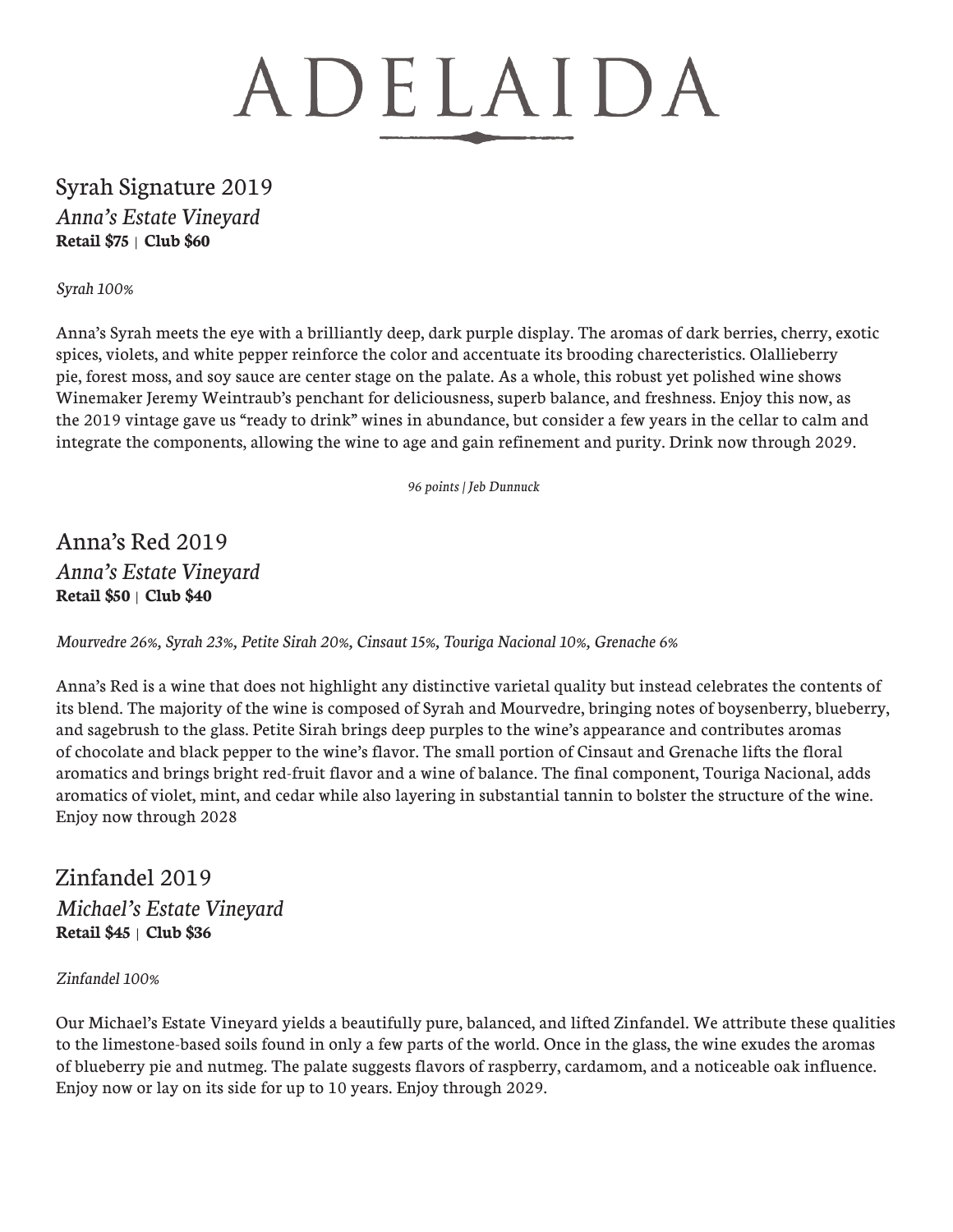# ADELAIDA

## Syrah Signature 2019

*Anna's Estate Vineyard*

**Retail $75** | **Club $60**

*Syrah 100%*

Anna's Syrah meets the eye with a brilliantly deep, dark purple display. The aromas of dark berries, cherry, exotic spices, violets, and white pepper reinforce the color and accentuate its brooding charecteristics. Olallieberry pie, forest moss, and soy sauce are center stage on the palate. As a whole, this robust yet polished wine shows Winemaker Jeremy Weintraub's penchant for deliciousness, superb balance, and freshness. Enjoy this now, as the 2019 vintage gave us "ready to drink" wines in abundance, but consider a few years in the cellar to calm and integrate the components, allowing the wine to age and gain refinement and purity. Drink now through 2029.

*96 points | Jeb Dunnuck*

## Anna's Red 2019

*Anna's Estate Vineyard*

**Retail $50** | **Club $40**

*Mourvedre 26%, Syrah 23%, Petite Sirah 20%, Cinsaut 15%, Touriga Nacional 10%, Grenache 6%*

Anna's Red is a wine that does not highlight any distinctive varietal quality but instead celebrates the contents of its blend. The majority of the wine is composed of Syrah and Mourvedre, bringing notes of boysenberry, blueberry, and sagebrush to the glass. Petite Sirah brings deep purples to the wine's appearance and contributes aromas of chocolate and black pepper to the wine's flavor. The small portion of Cinsaut and Grenache lifts the floral aromatics and brings bright red-fruit flavor and a wine of balance. The final component, Touriga Nacional, adds aromatics of violet, mint, and cedar while also layering in substantial tannin to bolster the structure of the wine. Enjoy now through 2028

## Zinfandel 2019

*Michael's Estate Vineyard*

**Retail $45** | **Club $36**

*Zinfandel 100%*

Our Michael's Estate Vineyard yields a beautifully pure, balanced, and lifted Zinfandel. We attribute these qualities to the limestone-based soils found in only a few parts of the world. Once in the glass, the wine exudes the aromas of blueberry pie and nutmeg. The palate suggests flavors of raspberry, cardamom, and a noticeable oak influence. Enjoy now or lay on its side for up to 10 years. Enjoy through 2029.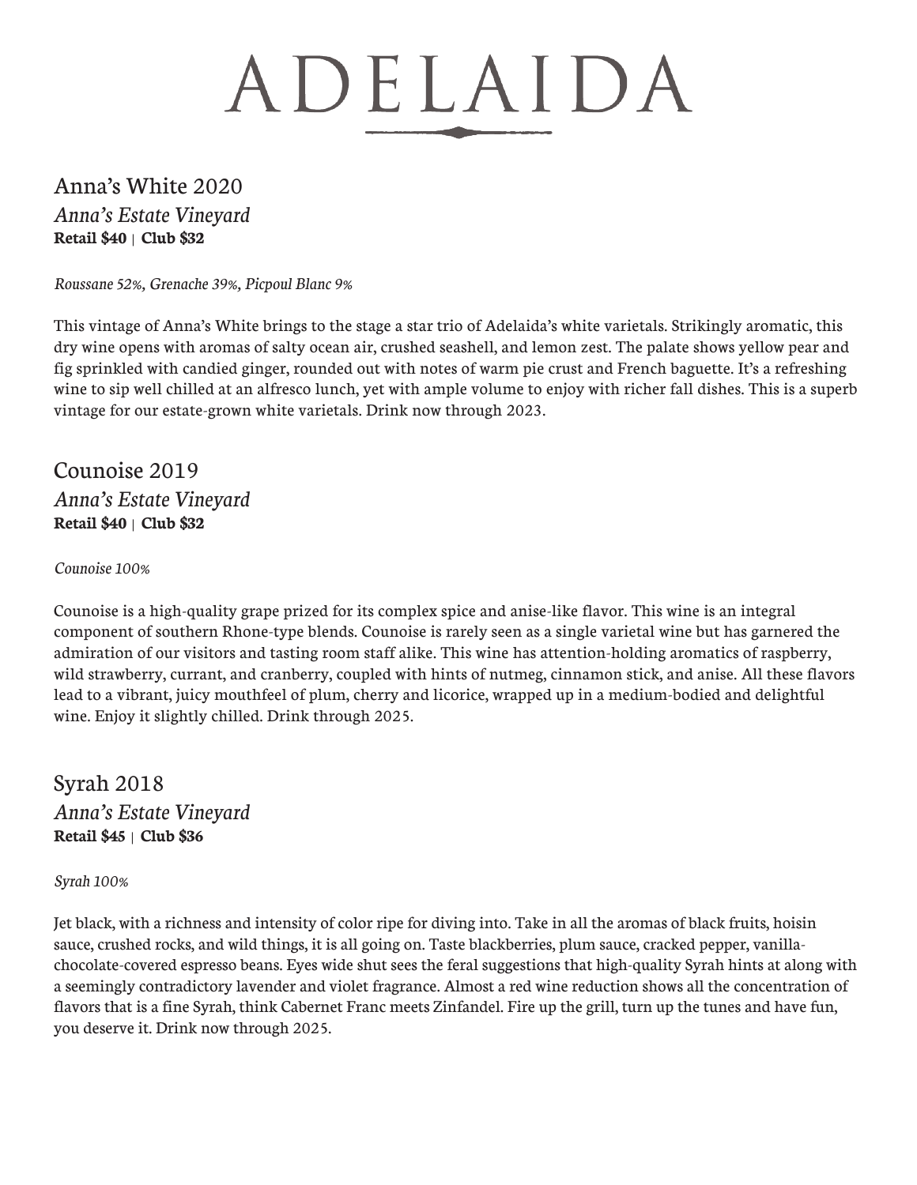# ADELAIDA

## Anna's White 2020

*Anna's Estate Vineyard*

**Retail $40** | **Club $32**

*Roussane 52%, Grenache 39%, Picpoul Blanc 9%*

This vintage of Anna's White brings to the stage a star trio of Adelaida's white varietals. Strikingly aromatic, this dry wine opens with aromas of salty ocean air, crushed seashell, and lemon zest. The palate shows yellow pear and fig sprinkled with candied ginger, rounded out with notes of warm pie crust and French baguette. It's a refreshing wine to sip well chilled at an alfresco lunch, yet with ample volume to enjoy with richer fall dishes. This is a superb vintage for our estate-grown white varietals. Drink now through 2023.

## Counoise 2019

*Anna's Estate Vineyard*

**Retail $40** | **Club $32**

*Counoise 100%*

Counoise is a high-quality grape prized for its complex spice and anise-like flavor. This wine is an integral component of southern Rhone-type blends. Counoise is rarely seen as a single varietal wine but has garnered the admiration of our visitors and tasting room staff alike. This wine has attention-holding aromatics of raspberry, wild strawberry, currant, and cranberry, coupled with hints of nutmeg, cinnamon stick, and anise. All these flavors lead to a vibrant, juicy mouthfeel of plum, cherry and licorice, wrapped up in a medium-bodied and delightful wine. Enjoy it slightly chilled. Drink through 2025.

## Syrah 2018

*Anna's Estate Vineyard*

**Retail $45** | **Club $36**

*Syrah 100%*

Jet black, with a richness and intensity of color ripe for diving into. Take in all the aromas of black fruits, hoisin sauce, crushed rocks, and wild things, it is all going on. Taste blackberries, plum sauce, cracked pepper, vanilla-chocolate-covered espresso beans. Eyes wide shut sees the feral suggestions that high-quality Syrah hints at along with a seemingly contradictory lavender and violet fragrance. Almost a red wine reduction shows all the concentration of flavors that is a fine Syrah, think Cabernet Franc meets Zinfandel. Fire up the grill, turn up the tunes and have fun, you deserve it. Drink now through 2025.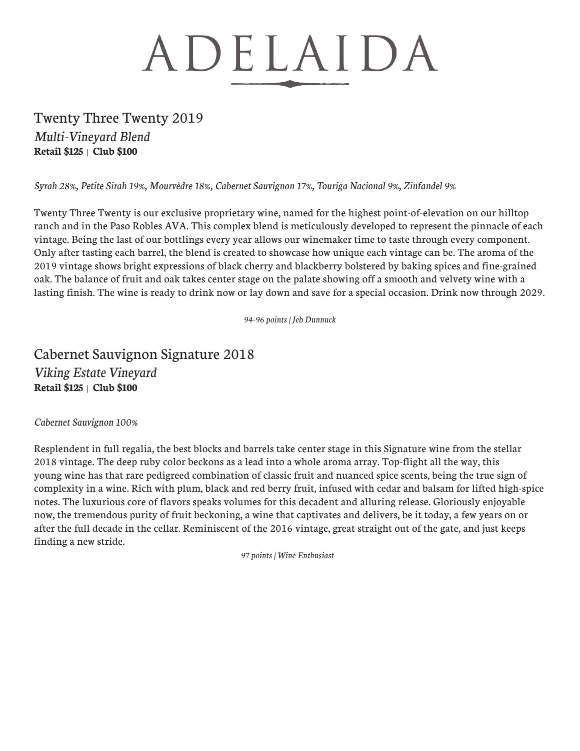# ADELAIDA

## Twenty Three Twenty 2019

*Multi-Vineyard Blend*

**Retail $125** | **Club $100**

*Syrah 28%, Petite Sirah 19%, Mourvèdre 18%, Cabernet Sauvignon 17%, Touriga Nacional 9%, Zinfandel 9%*

Twenty Three Twenty is our exclusive proprietary wine, named for the highest point-of-elevation on our hilltop ranch and in the Paso Robles AVA. This complex blend is meticulously developed to represent the pinnacle of each vintage. Being the last of our bottlings every year allows our winemaker time to taste through every component. Only after tasting each barrel, the blend is created to showcase how unique each vintage can be. The aroma of the 2019 vintage shows bright expressions of black cherry and blackberry bolstered by baking spices and fine-grained oak. The balance of fruit and oak takes center stage on the palate showing off a smooth and velvety wine with a lasting finish. The wine is ready to drink now or lay down and save for a special occasion. Drink now through 2029.

*94-96 points | Jeb Dunnuck*

## Cabernet Sauvignon Signature 2018

*Viking Estate Vineyard*

**Retail $125** | **Club $100**

*Cabernet Sauvignon 100%*

Resplendent in full regalia, the best blocks and barrels take center stage in this Signature wine from the stellar 2018 vintage. The deep ruby color beckons as a lead into a whole aroma array. Top-flight all the way, this young wine has that rare pedigreed combination of classic fruit and nuanced spice scents, being the true sign of complexity in a wine. Rich with plum, black and red berry fruit, infused with cedar and balsam for lifted high-spice notes. The luxurious core of flavors speaks volumes for this decadent and alluring release. Gloriously enjoyable now, the tremendous purity of fruit beckoning, a wine that captivates and delivers, be it today, a few years on or after the full decade in the cellar. Reminiscent of the 2016 vintage, great straight out of the gate, and just keeps finding a new stride.

*97 points | Wine Enthusiast*